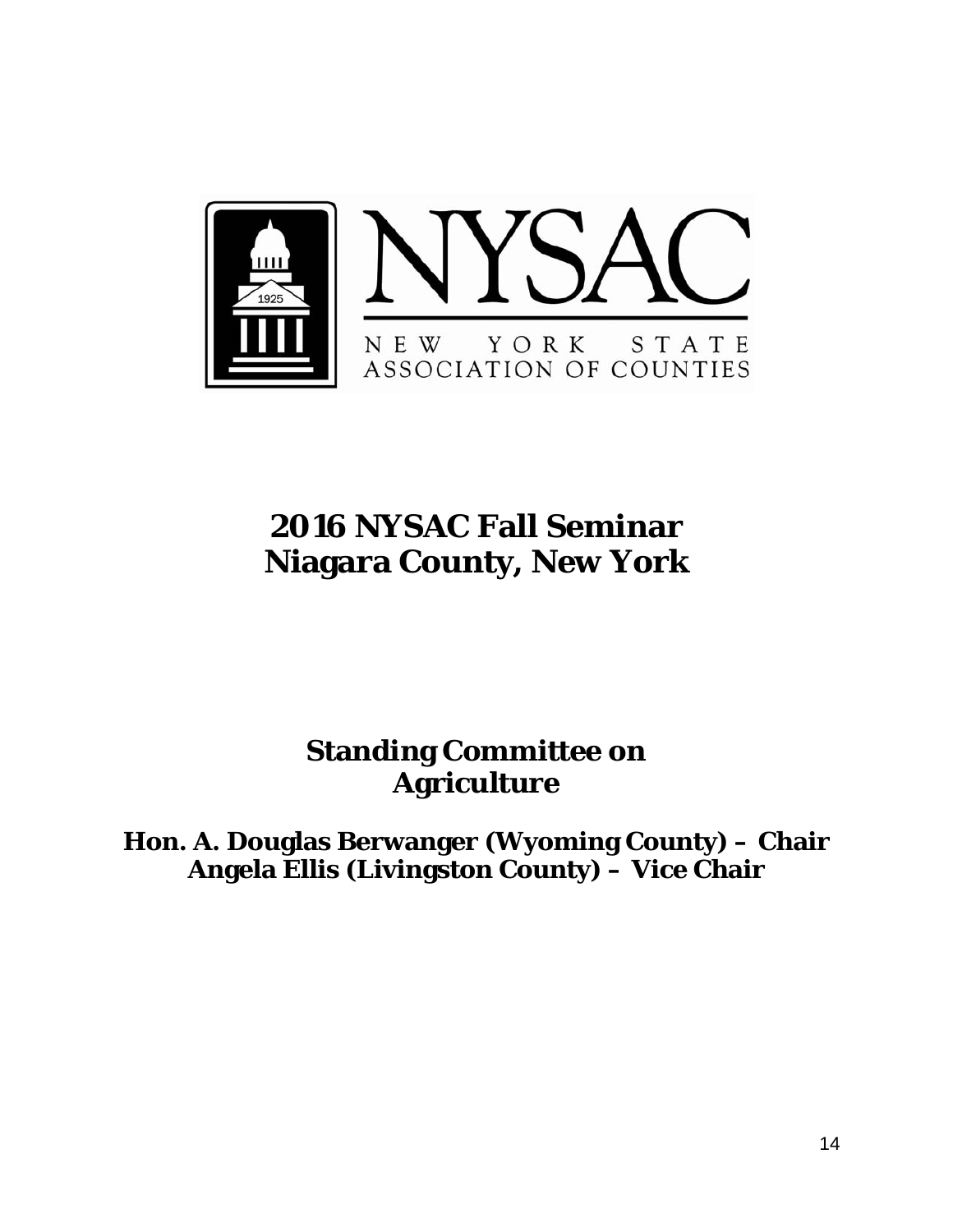# 2016 NYSAC Fall Seminar
# Niagara County, New York

## Standing Committee on Agriculture

**Hon. A. Douglas Berwanger (Wyoming County) – Chair**
**Angela Ellis (Livingston County) – Vice Chair**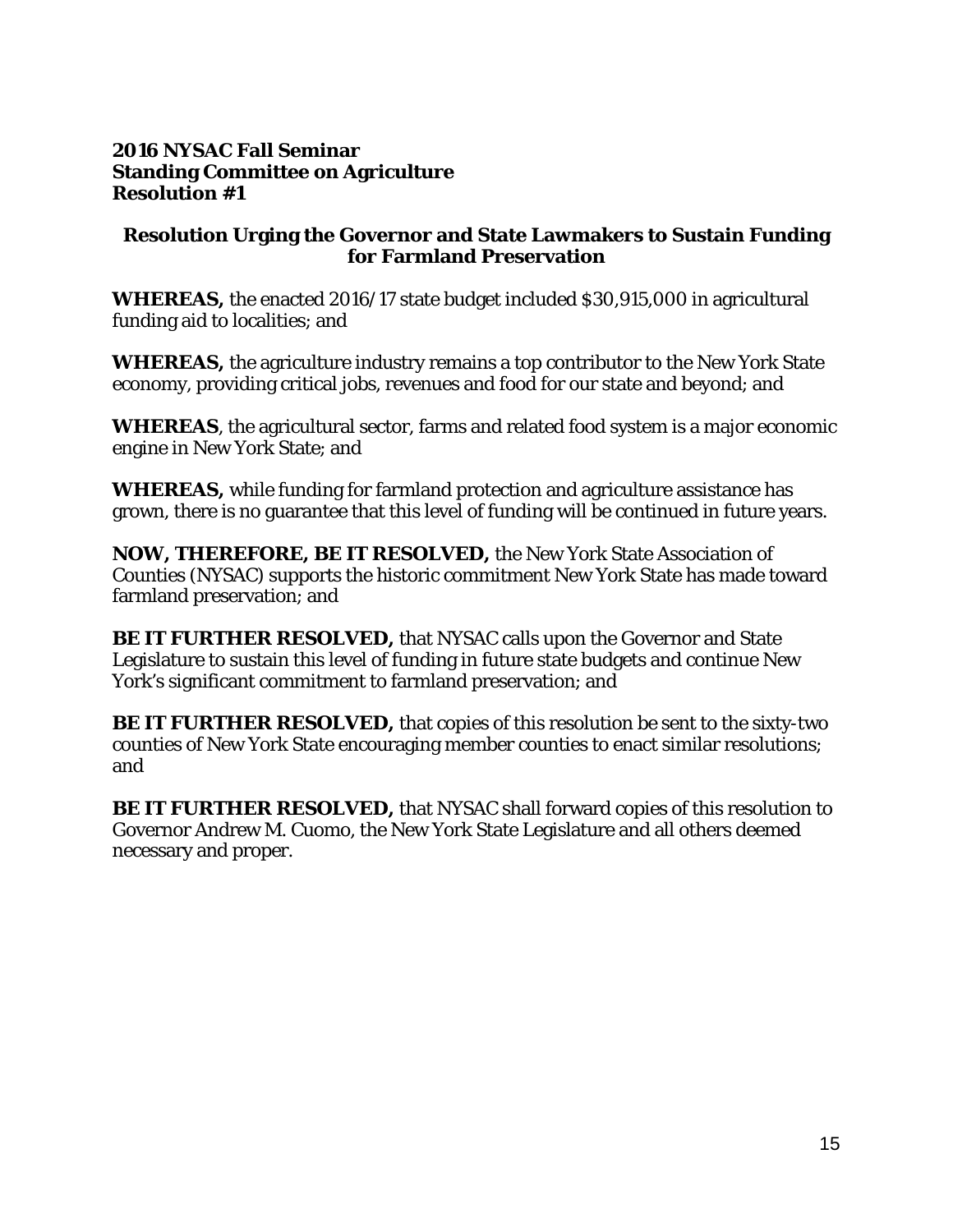**2016 NYSAC Fall Seminar**
**Standing Committee on Agriculture**
**Resolution #1**

## Resolution Urging the Governor and State Lawmakers to Sustain Funding for Farmland Preservation

**WHEREAS,** the enacted 2016/17 state budget included $30,915,000 in agricultural funding aid to localities; and

**WHEREAS,** the agriculture industry remains a top contributor to the New York State economy, providing critical jobs, revenues and food for our state and beyond; and

**WHEREAS**, the agricultural sector, farms and related food system is a major economic engine in New York State; and

**WHEREAS,** while funding for farmland protection and agriculture assistance has grown, there is no guarantee that this level of funding will be continued in future years.

**NOW, THEREFORE, BE IT RESOLVED,** the New York State Association of Counties (NYSAC) supports the historic commitment New York State has made toward farmland preservation; and

**BE IT FURTHER RESOLVED,** that NYSAC calls upon the Governor and State Legislature to sustain this level of funding in future state budgets and continue New York's significant commitment to farmland preservation; and

**BE IT FURTHER RESOLVED,** that copies of this resolution be sent to the sixty-two counties of New York State encouraging member counties to enact similar resolutions; and

**BE IT FURTHER RESOLVED,** that NYSAC shall forward copies of this resolution to Governor Andrew M. Cuomo, the New York State Legislature and all others deemed necessary and proper.